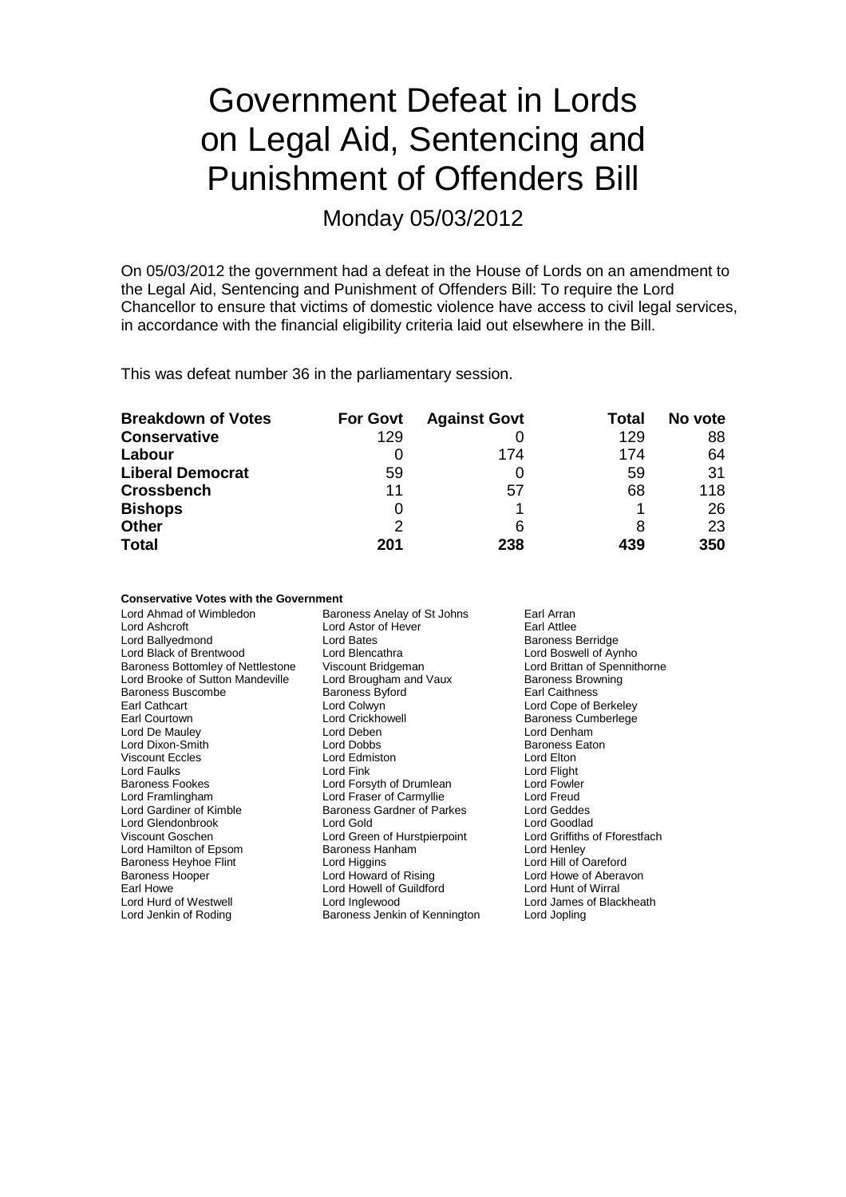# Government Defeat in Lords on Legal Aid, Sentencing and Punishment of Offenders Bill

## Monday 05/03/2012

On 05/03/2012 the government had a defeat in the House of Lords on an amendment to the Legal Aid, Sentencing and Punishment of Offenders Bill: To require the Lord Chancellor to ensure that victims of domestic violence have access to civil legal services, in accordance with the financial eligibility criteria laid out elsewhere in the Bill.

This was defeat number 36 in the parliamentary session.

| Breakdown of Votes | For Govt | Against Govt | Total | No vote |
|---|---|---|---|---|
| **Conservative** | 129 | 0 | 129 | 88 |
| **Labour** | 0 | 174 | 174 | 64 |
| **Liberal Democrat** | 59 | 0 | 59 | 31 |
| **Crossbench** | 11 | 57 | 68 | 118 |
| **Bishops** | 0 | 1 | 1 | 26 |
| **Other** | 2 | 6 | 8 | 23 |
| **Total** | **201** | **238** | **439** | **350** |

**Conservative Votes with the Government**

| | | |
|---|---|---|
| Lord Ahmad of Wimbledon | Baroness Anelay of St Johns | Earl Arran |
| Lord Ashcroft | Lord Astor of Hever | Earl Attlee |
| Lord Ballyedmond | Lord Bates | Baroness Berridge |
| Lord Black of Brentwood | Lord Blencathra | Lord Boswell of Aynho |
| Baroness Bottomley of Nettlestone | Viscount Bridgeman | Lord Brittan of Spennithorne |
| Lord Brooke of Sutton Mandeville | Lord Brougham and Vaux | Baroness Browning |
| Baroness Buscombe | Baroness Byford | Earl Caithness |
| Earl Cathcart | Lord Colwyn | Lord Cope of Berkeley |
| Earl Courtown | Lord Crickhowell | Baroness Cumberlege |
| Lord De Mauley | Lord Deben | Lord Denham |
| Lord Dixon-Smith | Lord Dobbs | Baroness Eaton |
| Viscount Eccles | Lord Edmiston | Lord Elton |
| Lord Faulks | Lord Fink | Lord Flight |
| Baroness Fookes | Lord Forsyth of Drumlean | Lord Fowler |
| Lord Framlingham | Lord Fraser of Carmyllie | Lord Freud |
| Lord Gardiner of Kimble | Baroness Gardner of Parkes | Lord Geddes |
| Lord Glendonbrook | Lord Gold | Lord Goodlad |
| Viscount Goschen | Lord Green of Hurstpierpoint | Lord Griffiths of Fforestfach |
| Lord Hamilton of Epsom | Baroness Hanham | Lord Henley |
| Baroness Heyhoe Flint | Lord Higgins | Lord Hill of Oareford |
| Baroness Hooper | Lord Howard of Rising | Lord Howe of Aberavon |
| Earl Howe | Lord Howell of Guildford | Lord Hunt of Wirral |
| Lord Hurd of Westwell | Lord Inglewood | Lord James of Blackheath |
| Lord Jenkin of Roding | Baroness Jenkin of Kennington | Lord Jopling |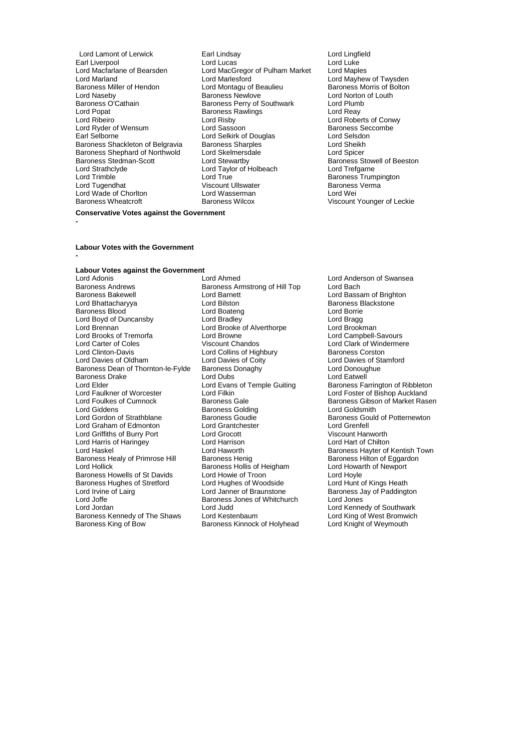Lord Lamont of Lerwick, Earl Lindsay, Lord Lingfield, Earl Liverpool, Lord Lucas, Lord Luke, Lord Macfarlane of Bearsden, Lord MacGregor of Pulham Market, Lord Maples, Lord Marland, Lord Marlesford, Lord Mayhew of Twysden, Baroness Miller of Hendon, Lord Montagu of Beaulieu, Baroness Morris of Bolton, Lord Naseby, Baroness Newlove, Lord Norton of Louth, Baroness O'Cathain, Baroness Perry of Southwark, Lord Plumb, Lord Popat, Baroness Rawlings, Lord Reay, Lord Ribeiro, Lord Risby, Lord Roberts of Conwy, Lord Ryder of Wensum, Lord Sassoon, Baroness Seccombe, Earl Selborne, Lord Selkirk of Douglas, Lord Selsdon, Baroness Shackleton of Belgravia, Baroness Sharples, Lord Sheikh, Baroness Shephard of Northwold, Lord Skelmersdale, Lord Spicer, Baroness Stedman-Scott, Lord Stewartby, Baroness Stowell of Beeston, Lord Strathclyde, Lord Taylor of Holbeach, Lord Trefgarne, Lord Trimble, Lord True, Baroness Trumpington, Lord Tugendhat, Viscount Ullswater, Baroness Verma, Lord Wade of Chorlton, Lord Wasserman, Lord Wei, Baroness Wheatcroft, Baroness Wilcox, Viscount Younger of Leckie

**Conservative Votes against the Government**

-

**Labour Votes with the Government**

-

**Labour Votes against the Government**

Lord Adonis, Lord Ahmed, Lord Anderson of Swansea, Baroness Andrews, Baroness Armstrong of Hill Top, Lord Bach, Baroness Bakewell, Lord Barnett, Lord Bassam of Brighton, Lord Bhattacharyya, Lord Bilston, Baroness Blackstone, Baroness Blood, Lord Boateng, Lord Borrie, Lord Boyd of Duncansby, Lord Bradley, Lord Bragg, Lord Brennan, Lord Brooke of Alverthorpe, Lord Brookman, Lord Brooks of Tremorfa, Lord Browne, Lord Campbell-Savours, Lord Carter of Coles, Viscount Chandos, Lord Clark of Windermere, Lord Clinton-Davis, Lord Collins of Highbury, Baroness Corston, Lord Davies of Oldham, Lord Davies of Coity, Lord Davies of Stamford, Baroness Dean of Thornton-le-Fylde, Baroness Donaghy, Lord Donoughue, Baroness Drake, Lord Dubs, Lord Eatwell, Lord Elder, Lord Evans of Temple Guiting, Baroness Farrington of Ribbleton, Lord Faulkner of Worcester, Lord Filkin, Lord Foster of Bishop Auckland, Lord Foulkes of Cumnock, Baroness Gale, Baroness Gibson of Market Rasen, Lord Giddens, Baroness Golding, Lord Goldsmith, Lord Gordon of Strathblane, Baroness Goudie, Baroness Gould of Potternewton, Lord Graham of Edmonton, Lord Grantchester, Lord Grenfell, Lord Griffiths of Burry Port, Lord Grocott, Viscount Hanworth, Lord Harris of Haringey, Lord Harrison, Lord Hart of Chilton, Lord Haskel, Lord Haworth, Baroness Hayter of Kentish Town, Baroness Healy of Primrose Hill, Baroness Henig, Baroness Hilton of Eggardon, Lord Hollick, Baroness Hollis of Heigham, Lord Howarth of Newport, Baroness Howells of St Davids, Lord Howie of Troon, Lord Hoyle, Baroness Hughes of Stretford, Lord Hughes of Woodside, Lord Hunt of Kings Heath, Lord Irvine of Lairg, Lord Janner of Braunstone, Baroness Jay of Paddington, Lord Joffe, Baroness Jones of Whitchurch, Lord Jones, Lord Jordan, Lord Judd, Lord Kennedy of Southwark, Baroness Kennedy of The Shaws, Lord Kestenbaum, Lord King of West Bromwich, Baroness King of Bow, Baroness Kinnock of Holyhead, Lord Knight of Weymouth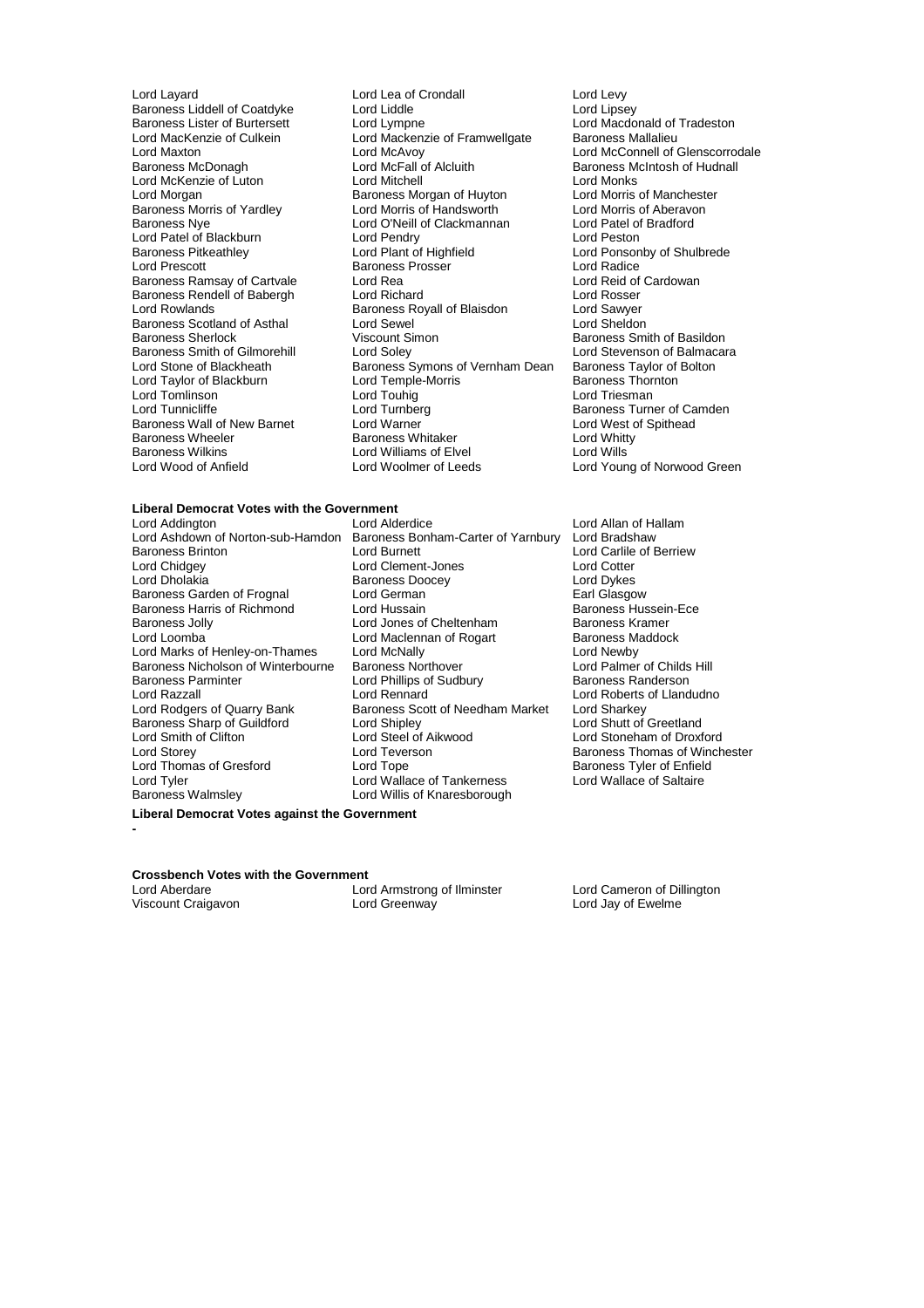Lord Layard
Lord Lea of Crondall
Lord Levy
Baroness Liddell of Coatdyke
Lord Liddle
Lord Lipsey
Baroness Lister of Burtersett
Lord Lympne
Lord Macdonald of Tradeston
Lord MacKenzie of Culkein
Lord Mackenzie of Framwellgate
Baroness Mallalieu
Lord Maxton
Lord McAvoy
Lord McConnell of Glenscorrodale
Baroness McDonagh
Lord McFall of Alcluith
Baroness McIntosh of Hudnall
Lord McKenzie of Luton
Lord Mitchell
Lord Monks
Lord Morgan
Baroness Morgan of Huyton
Lord Morris of Manchester
Baroness Morris of Yardley
Lord Morris of Handsworth
Lord Morris of Aberavon
Baroness Nye
Lord O'Neill of Clackmannan
Lord Patel of Bradford
Lord Patel of Blackburn
Lord Pendry
Lord Peston
Baroness Pitkeathley
Lord Plant of Highfield
Lord Ponsonby of Shulbrede
Lord Prescott
Baroness Prosser
Lord Radice
Baroness Ramsay of Cartvale
Lord Rea
Lord Reid of Cardowan
Baroness Rendell of Babergh
Lord Richard
Lord Rosser
Lord Rowlands
Baroness Royall of Blaisdon
Lord Sawyer
Baroness Scotland of Asthal
Lord Sewel
Lord Sheldon
Baroness Sherlock
Viscount Simon
Baroness Smith of Basildon
Baroness Smith of Gilmorehill
Lord Soley
Lord Stevenson of Balmacara
Lord Stone of Blackheath
Baroness Symons of Vernham Dean
Baroness Taylor of Bolton
Lord Taylor of Blackburn
Lord Temple-Morris
Baroness Thornton
Lord Tomlinson
Lord Touhig
Lord Triesman
Lord Tunnicliffe
Lord Turnberg
Baroness Turner of Camden
Baroness Wall of New Barnet
Lord Warner
Lord West of Spithead
Baroness Wheeler
Baroness Whitaker
Lord Whitty
Baroness Wilkins
Lord Williams of Elvel
Lord Wills
Lord Wood of Anfield
Lord Woolmer of Leeds
Lord Young of Norwood Green

**Liberal Democrat Votes with the Government**

Lord Addington
Lord Alderdice
Lord Allan of Hallam
Lord Ashdown of Norton-sub-Hamdon
Baroness Bonham-Carter of Yarnbury
Lord Bradshaw
Baroness Brinton
Lord Burnett
Lord Carlile of Berriew
Lord Chidgey
Lord Clement-Jones
Lord Cotter
Lord Dholakia
Baroness Doocey
Lord Dykes
Baroness Garden of Frognal
Lord German
Earl Glasgow
Baroness Harris of Richmond
Lord Hussain
Baroness Hussein-Ece
Baroness Jolly
Lord Jones of Cheltenham
Baroness Kramer
Lord Loomba
Lord Maclennan of Rogart
Baroness Maddock
Lord Marks of Henley-on-Thames
Lord McNally
Lord Newby
Baroness Nicholson of Winterbourne
Baroness Northover
Lord Palmer of Childs Hill
Baroness Parminter
Lord Phillips of Sudbury
Baroness Randerson
Lord Razzall
Lord Rennard
Lord Roberts of Llandudno
Lord Rodgers of Quarry Bank
Baroness Scott of Needham Market
Lord Sharkey
Baroness Sharp of Guildford
Lord Shipley
Lord Shutt of Greetland
Lord Smith of Clifton
Lord Steel of Aikwood
Lord Stoneham of Droxford
Lord Storey
Lord Teverson
Baroness Thomas of Winchester
Lord Thomas of Gresford
Lord Tope
Baroness Tyler of Enfield
Lord Tyler
Lord Wallace of Tankerness
Lord Wallace of Saltaire
Baroness Walmsley
Lord Willis of Knaresborough

**Liberal Democrat Votes against the Government**

-

**Crossbench Votes with the Government**

Lord Aberdare
Lord Armstrong of Ilminster
Lord Cameron of Dillington
Viscount Craigavon
Lord Greenway
Lord Jay of Ewelme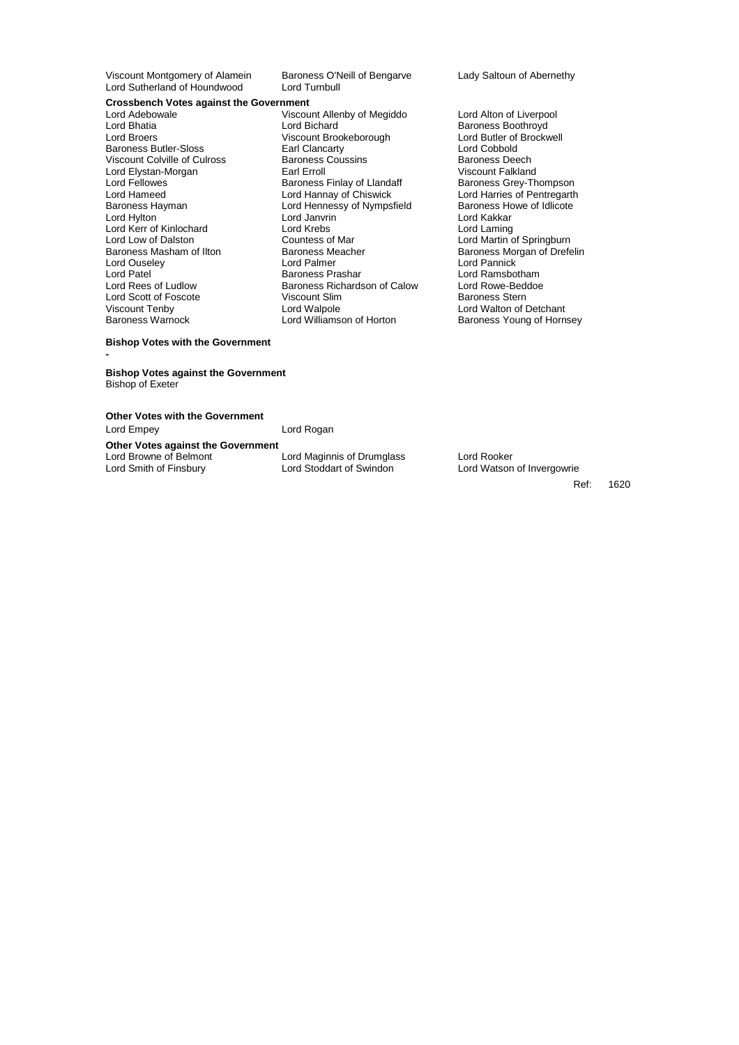Viscount Montgomery of Alamein
Lord Sutherland of Houndwood
Baroness O'Neill of Bengarve
Lord Turnbull
Lady Saltoun of Abernethy

**Crossbench Votes against the Government**

Lord Adebowale
Lord Bhatia
Lord Broers
Baroness Butler-Sloss
Viscount Colville of Culross
Lord Elystan-Morgan
Lord Fellowes
Lord Hameed
Baroness Hayman
Lord Hylton
Lord Kerr of Kinlochard
Lord Low of Dalston
Baroness Masham of Ilton
Lord Ouseley
Lord Patel
Lord Rees of Ludlow
Lord Scott of Foscote
Viscount Tenby
Baroness Warnock
Viscount Allenby of Megiddo
Lord Bichard
Viscount Brookeborough
Earl Clancarty
Baroness Coussins
Earl Erroll
Baroness Finlay of Llandaff
Lord Hannay of Chiswick
Lord Hennessy of Nympsfield
Lord Janvrin
Lord Krebs
Countess of Mar
Baroness Meacher
Lord Palmer
Baroness Prashar
Baroness Richardson of Calow
Viscount Slim
Lord Walpole
Lord Williamson of Horton
Lord Alton of Liverpool
Baroness Boothroyd
Lord Butler of Brockwell
Lord Cobbold
Baroness Deech
Viscount Falkland
Baroness Grey-Thompson
Lord Harries of Pentregarth
Baroness Howe of Idlicote
Lord Kakkar
Lord Laming
Lord Martin of Springburn
Baroness Morgan of Drefelin
Lord Pannick
Lord Ramsbotham
Lord Rowe-Beddoe
Baroness Stern
Lord Walton of Detchant
Baroness Young of Hornsey

**Bishop Votes with the Government**

-

**Bishop Votes against the Government**

Bishop of Exeter

**Other Votes with the Government**

Lord Empey
Lord Rogan

**Other Votes against the Government**

Lord Browne of Belmont
Lord Smith of Finsbury
Lord Maginnis of Drumglass
Lord Stoddart of Swindon
Lord Rooker
Lord Watson of Invergowrie

Ref: 1620